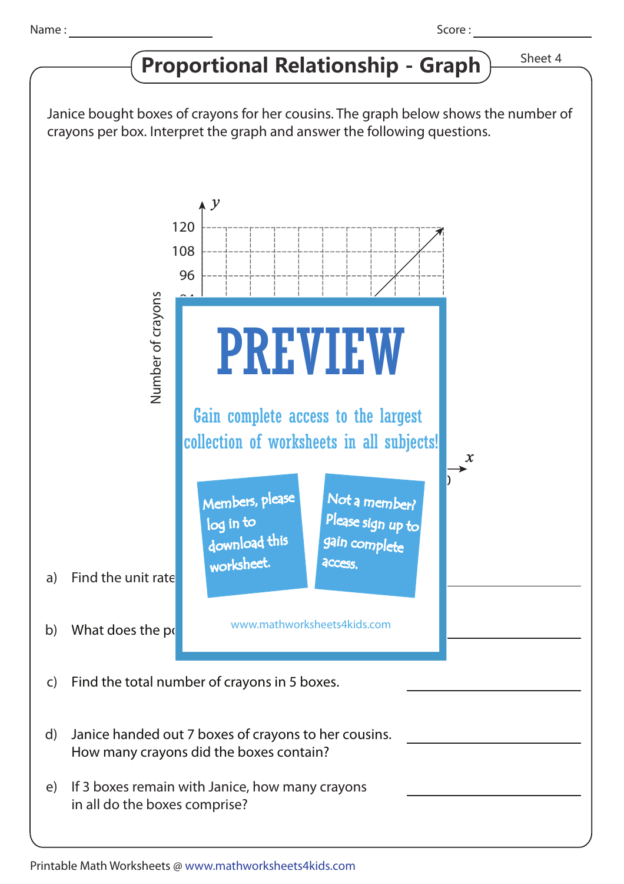Name : ____________________ Score : ____________________

# Proportional Relationship - Graph

Sheet 4

Janice bought boxes of crayons for her cousins. The graph below shows the number of crayons per box. Interpret the graph and answer the following questions.

# PREVIEW

Gain complete access to the largest collection of worksheets in all subjects!

Members, please log in to download this worksheet.

Not a member? Please sign up to gain complete access.

www.mathworksheets4kids.com

a) Find the unit rate ____________________

b) What does the po ____________________

c) Find the total number of crayons in 5 boxes. ____________________

d) Janice handed out 7 boxes of crayons to her cousins. How many crayons did the boxes contain? ____________________

e) If 3 boxes remain with Janice, how many crayons in all do the boxes comprise? ____________________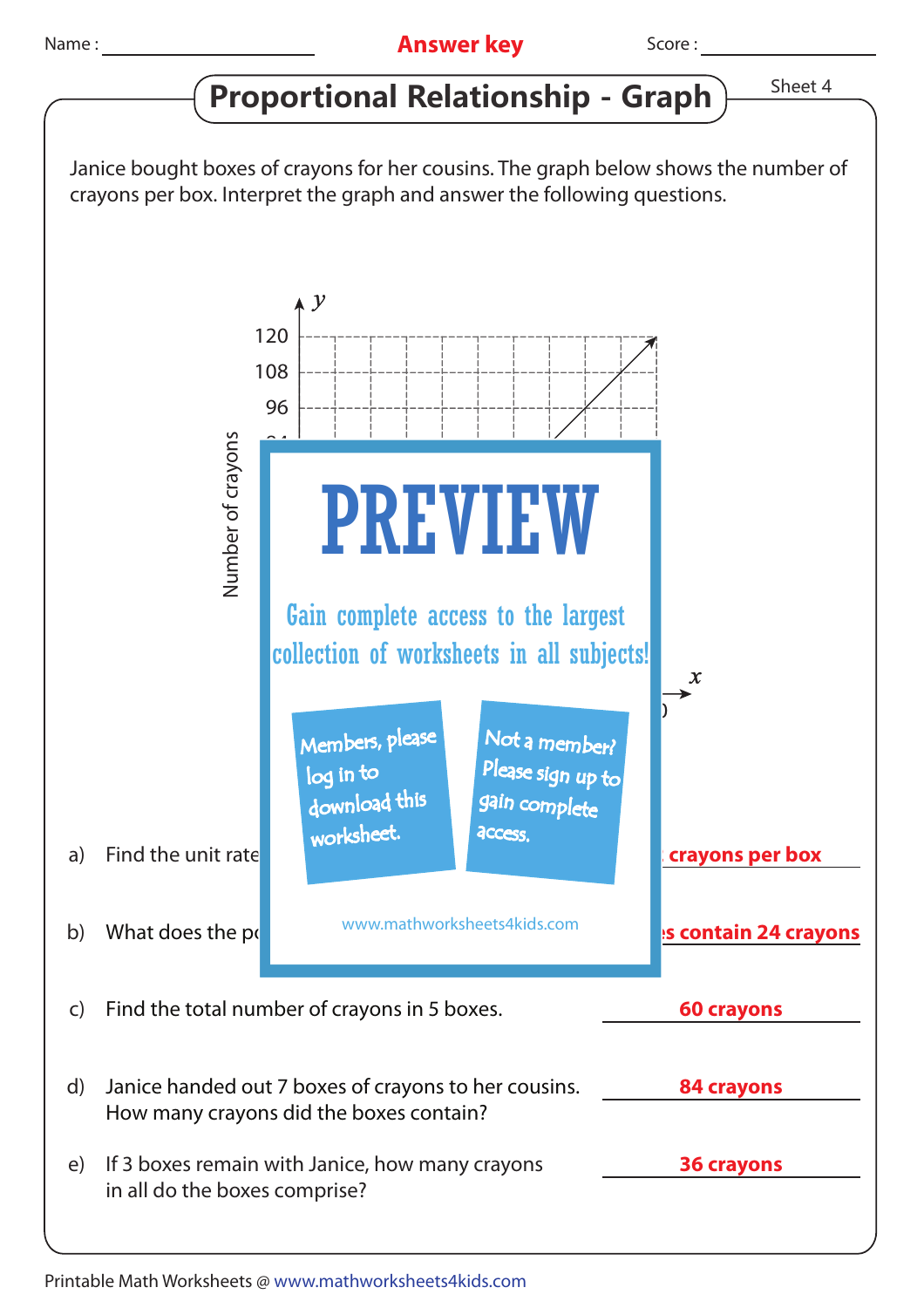Name : Answer key Score :

# Proportional Relationship - Graph

Sheet 4

Janice bought boxes of crayons for her cousins. The graph below shows the number of crayons per box. Interpret the graph and answer the following questions.

y

120

108

96

Number of crayons

x

PREVIEW

Gain complete access to the largest collection of worksheets in all subjects!

Members, please log in to download this worksheet.

Not a member? Please sign up to gain complete access.

www.mathworksheets4kids.com

a) Find the unit rate ... crayons per box

b) What does the p... ...s contain 24 crayons

c) Find the total number of crayons in 5 boxes. **60 crayons**

d) Janice handed out 7 boxes of crayons to her cousins. How many crayons did the boxes contain? **84 crayons**

e) If 3 boxes remain with Janice, how many crayons in all do the boxes comprise? **36 crayons**

Printable Math Worksheets @ www.mathworksheets4kids.com